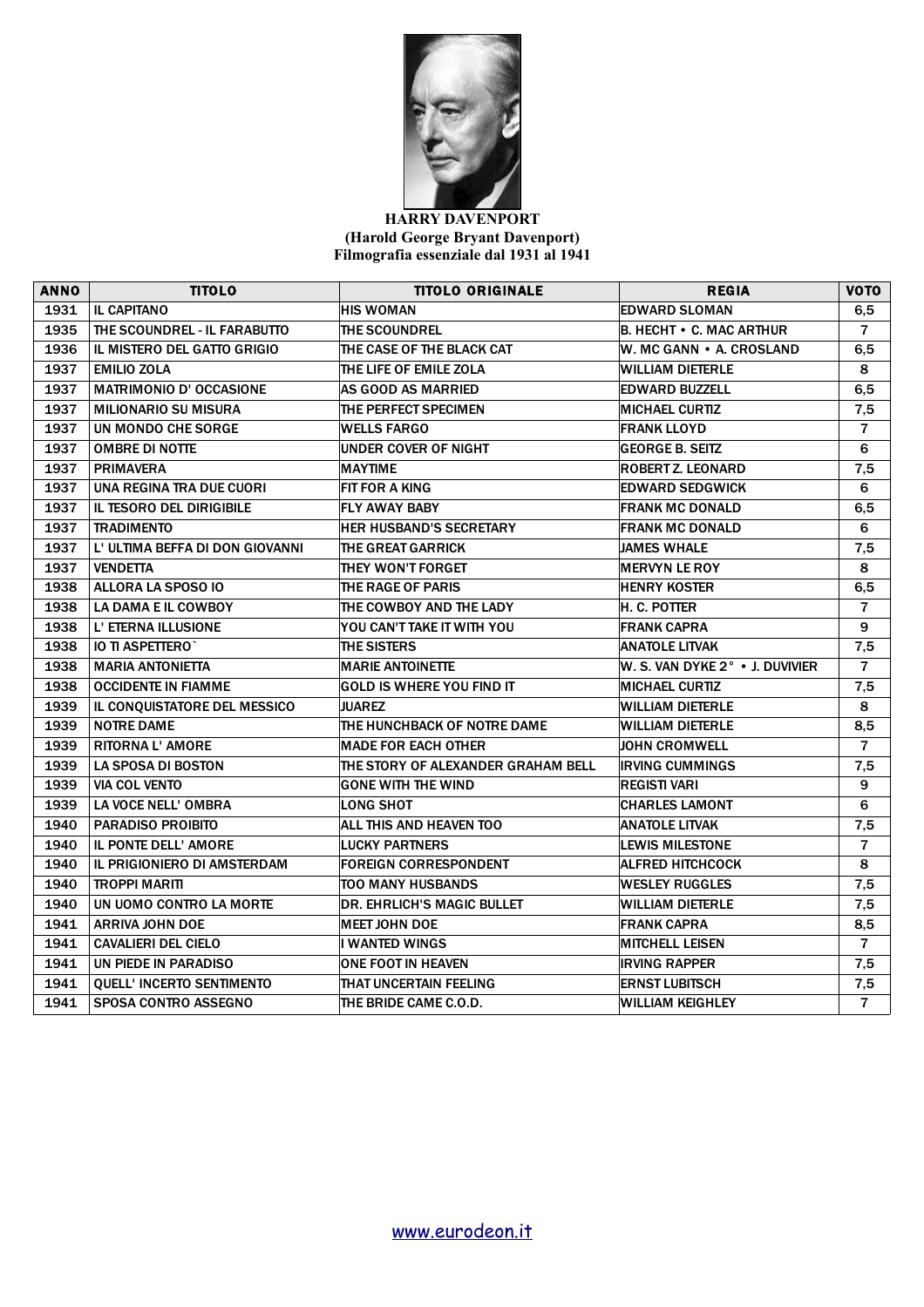**HARRY DAVENPORT**
**(Harold George Bryant Davenport)**
**Filmografia essenziale dal 1931 al 1941**

| ANNO | TITOLO | TITOLO ORIGINALE | REGIA | VOTO |
|---|---|---|---|---|
| 1931 | IL CAPITANO | HIS WOMAN | EDWARD SLOMAN | 6,5 |
| 1935 | THE SCOUNDREL - IL FARABUTTO | THE SCOUNDREL | B. HECHT • C. MAC ARTHUR | 7 |
| 1936 | IL MISTERO DEL GATTO GRIGIO | THE CASE OF THE BLACK CAT | W. MC GANN • A. CROSLAND | 6,5 |
| 1937 | EMILIO ZOLA | THE LIFE OF EMILE ZOLA | WILLIAM DIETERLE | 8 |
| 1937 | MATRIMONIO D' OCCASIONE | AS GOOD AS MARRIED | EDWARD BUZZELL | 6,5 |
| 1937 | MILIONARIO SU MISURA | THE PERFECT SPECIMEN | MICHAEL CURTIZ | 7,5 |
| 1937 | UN MONDO CHE SORGE | WELLS FARGO | FRANK LLOYD | 7 |
| 1937 | OMBRE DI NOTTE | UNDER COVER OF NIGHT | GEORGE B. SEITZ | 6 |
| 1937 | PRIMAVERA | MAYTIME | ROBERT Z. LEONARD | 7,5 |
| 1937 | UNA REGINA TRA DUE CUORI | FIT FOR A KING | EDWARD SEDGWICK | 6 |
| 1937 | IL TESORO DEL DIRIGIBILE | FLY AWAY BABY | FRANK MC DONALD | 6,5 |
| 1937 | TRADIMENTO | HER HUSBAND'S SECRETARY | FRANK MC DONALD | 6 |
| 1937 | L' ULTIMA BEFFA DI DON GIOVANNI | THE GREAT GARRICK | JAMES WHALE | 7,5 |
| 1937 | VENDETTA | THEY WON'T FORGET | MERVYN LE ROY | 8 |
| 1938 | ALLORA LA SPOSO IO | THE RAGE OF PARIS | HENRY KOSTER | 6,5 |
| 1938 | LA DAMA E IL COWBOY | THE COWBOY AND THE LADY | H. C. POTTER | 7 |
| 1938 | L' ETERNA ILLUSIONE | YOU CAN'T TAKE IT WITH YOU | FRANK CAPRA | 9 |
| 1938 | IO TI ASPETTERO` | THE SISTERS | ANATOLE LITVAK | 7,5 |
| 1938 | MARIA ANTONIETTA | MARIE ANTOINETTE | W. S. VAN DYKE 2° • J. DUVIVIER | 7 |
| 1938 | OCCIDENTE IN FIAMME | GOLD IS WHERE YOU FIND IT | MICHAEL CURTIZ | 7,5 |
| 1939 | IL CONQUISTATORE DEL MESSICO | JUAREZ | WILLIAM DIETERLE | 8 |
| 1939 | NOTRE DAME | THE HUNCHBACK OF NOTRE DAME | WILLIAM DIETERLE | 8,5 |
| 1939 | RITORNA L' AMORE | MADE FOR EACH OTHER | JOHN CROMWELL | 7 |
| 1939 | LA SPOSA DI BOSTON | THE STORY OF ALEXANDER GRAHAM BELL | IRVING CUMMINGS | 7,5 |
| 1939 | VIA COL VENTO | GONE WITH THE WIND | REGISTI VARI | 9 |
| 1939 | LA VOCE NELL' OMBRA | LONG SHOT | CHARLES LAMONT | 6 |
| 1940 | PARADISO PROIBITO | ALL THIS AND HEAVEN TOO | ANATOLE LITVAK | 7,5 |
| 1940 | IL PONTE DELL' AMORE | LUCKY PARTNERS | LEWIS MILESTONE | 7 |
| 1940 | IL PRIGIONIERO DI AMSTERDAM | FOREIGN CORRESPONDENT | ALFRED HITCHCOCK | 8 |
| 1940 | TROPPI MARITI | TOO MANY HUSBANDS | WESLEY RUGGLES | 7,5 |
| 1940 | UN UOMO CONTRO LA MORTE | DR. EHRLICH'S MAGIC BULLET | WILLIAM DIETERLE | 7,5 |
| 1941 | ARRIVA JOHN DOE | MEET JOHN DOE | FRANK CAPRA | 8,5 |
| 1941 | CAVALIERI DEL CIELO | I WANTED WINGS | MITCHELL LEISEN | 7 |
| 1941 | UN PIEDE IN PARADISO | ONE FOOT IN HEAVEN | IRVING RAPPER | 7,5 |
| 1941 | QUELL' INCERTO SENTIMENTO | THAT UNCERTAIN FEELING | ERNST LUBITSCH | 7,5 |
| 1941 | SPOSA CONTRO ASSEGNO | THE BRIDE CAME C.O.D. | WILLIAM KEIGHLEY | 7 |

www.eurodeon.it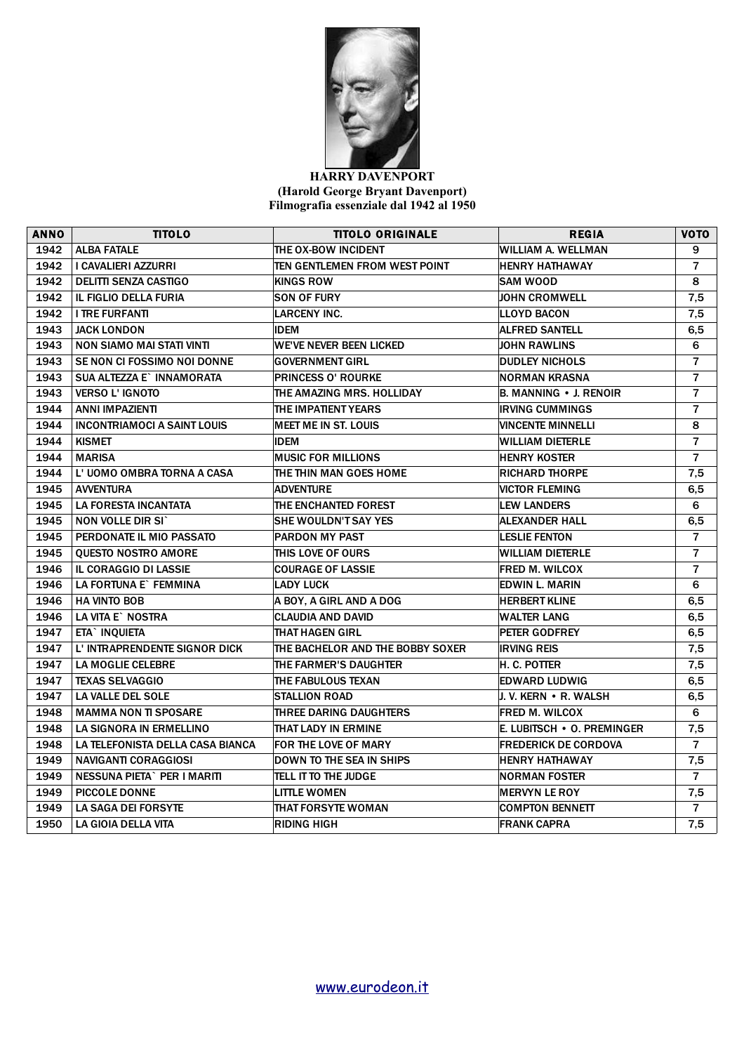**HARRY DAVENPORT**
**(Harold George Bryant Davenport)**
**Filmografia essenziale dal 1942 al 1950**

| ANNO | TITOLO | TITOLO ORIGINALE | REGIA | VOTO |
|---|---|---|---|---|
| 1942 | ALBA FATALE | THE OX-BOW INCIDENT | WILLIAM A. WELLMAN | 9 |
| 1942 | I CAVALIERI AZZURRI | TEN GENTLEMEN FROM WEST POINT | HENRY HATHAWAY | 7 |
| 1942 | DELITTI SENZA CASTIGO | KINGS ROW | SAM WOOD | 8 |
| 1942 | IL FIGLIO DELLA FURIA | SON OF FURY | JOHN CROMWELL | 7,5 |
| 1942 | I TRE FURFANTI | LARCENY INC. | LLOYD BACON | 7,5 |
| 1943 | JACK LONDON | IDEM | ALFRED SANTELL | 6,5 |
| 1943 | NON SIAMO MAI STATI VINTI | WE'VE NEVER BEEN LICKED | JOHN RAWLINS | 6 |
| 1943 | SE NON CI FOSSIMO NOI DONNE | GOVERNMENT GIRL | DUDLEY NICHOLS | 7 |
| 1943 | SUA ALTEZZA E` INNAMORATA | PRINCESS O' ROURKE | NORMAN KRASNA | 7 |
| 1943 | VERSO L' IGNOTO | THE AMAZING MRS. HOLLIDAY | B. MANNING • J. RENOIR | 7 |
| 1944 | ANNI IMPAZIENTI | THE IMPATIENT YEARS | IRVING CUMMINGS | 7 |
| 1944 | INCONTRIAMOCI A SAINT LOUIS | MEET ME IN ST. LOUIS | VINCENTE MINNELLI | 8 |
| 1944 | KISMET | IDEM | WILLIAM DIETERLE | 7 |
| 1944 | MARISA | MUSIC FOR MILLIONS | HENRY KOSTER | 7 |
| 1944 | L' UOMO OMBRA TORNA A CASA | THE THIN MAN GOES HOME | RICHARD THORPE | 7,5 |
| 1945 | AVVENTURA | ADVENTURE | VICTOR FLEMING | 6,5 |
| 1945 | LA FORESTA INCANTATA | THE ENCHANTED FOREST | LEW LANDERS | 6 |
| 1945 | NON VOLLE DIR SI` | SHE WOULDN'T SAY YES | ALEXANDER HALL | 6,5 |
| 1945 | PERDONATE IL MIO PASSATO | PARDON MY PAST | LESLIE FENTON | 7 |
| 1945 | QUESTO NOSTRO AMORE | THIS LOVE OF OURS | WILLIAM DIETERLE | 7 |
| 1946 | IL CORAGGIO DI LASSIE | COURAGE OF LASSIE | FRED M. WILCOX | 7 |
| 1946 | LA FORTUNA E` FEMMINA | LADY LUCK | EDWIN L. MARIN | 6 |
| 1946 | HA VINTO BOB | A BOY, A GIRL AND A DOG | HERBERT KLINE | 6,5 |
| 1946 | LA VITA E` NOSTRA | CLAUDIA AND DAVID | WALTER LANG | 6,5 |
| 1947 | ETA` INQUIETA | THAT HAGEN GIRL | PETER GODFREY | 6,5 |
| 1947 | L' INTRAPRENDENTE SIGNOR DICK | THE BACHELOR AND THE BOBBY SOXER | IRVING REIS | 7,5 |
| 1947 | LA MOGLIE CELEBRE | THE FARMER'S DAUGHTER | H. C. POTTER | 7,5 |
| 1947 | TEXAS SELVAGGIO | THE FABULOUS TEXAN | EDWARD LUDWIG | 6,5 |
| 1947 | LA VALLE DEL SOLE | STALLION ROAD | J. V. KERN • R. WALSH | 6,5 |
| 1948 | MAMMA NON TI SPOSARE | THREE DARING DAUGHTERS | FRED M. WILCOX | 6 |
| 1948 | LA SIGNORA IN ERMELLINO | THAT LADY IN ERMINE | E. LUBITSCH • O. PREMINGER | 7,5 |
| 1948 | LA TELEFONISTA DELLA CASA BIANCA | FOR THE LOVE OF MARY | FREDERICK DE CORDOVA | 7 |
| 1949 | NAVIGANTI CORAGGIOSI | DOWN TO THE SEA IN SHIPS | HENRY HATHAWAY | 7,5 |
| 1949 | NESSUNA PIETA` PER I MARITI | TELL IT TO THE JUDGE | NORMAN FOSTER | 7 |
| 1949 | PICCOLE DONNE | LITTLE WOMEN | MERVYN LE ROY | 7,5 |
| 1949 | LA SAGA DEI FORSYTE | THAT FORSYTE WOMAN | COMPTON BENNETT | 7 |
| 1950 | LA GIOIA DELLA VITA | RIDING HIGH | FRANK CAPRA | 7,5 |

www.eurodeon.it